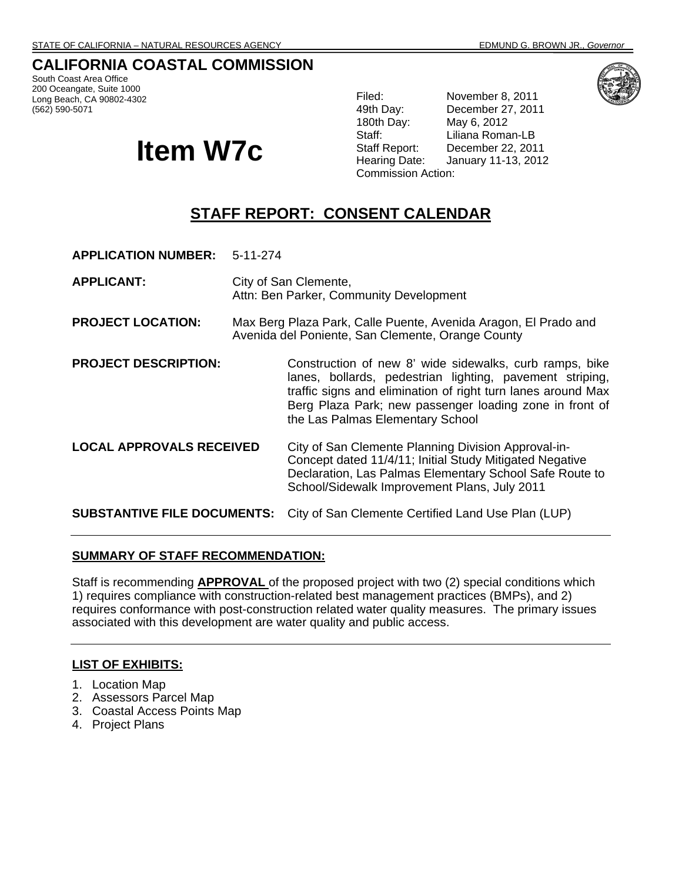STATE OF CALIFORNIA – NATURAL RESOURCES AGENCY EDMUND G. BROWN JR., *Governor*

# CALIFORNIA COASTAL COMMISSION

South Coast Area Office
200 Oceangate, Suite 1000
Long Beach, CA 90802-4302
(562) 590-5071

# Item W7c

Filed: November 8, 2011
49th Day: December 27, 2011
180th Day: May 6, 2012
Staff: Liliana Roman-LB
Staff Report: December 22, 2011
Hearing Date: January 11-13, 2012
Commission Action:

## STAFF REPORT: CONSENT CALENDAR

**APPLICATION NUMBER:** 5-11-274

**APPLICANT:** City of San Clemente, Attn: Ben Parker, Community Development

**PROJECT LOCATION:** Max Berg Plaza Park, Calle Puente, Avenida Aragon, El Prado and Avenida del Poniente, San Clemente, Orange County

**PROJECT DESCRIPTION:** Construction of new 8' wide sidewalks, curb ramps, bike lanes, bollards, pedestrian lighting, pavement striping, traffic signs and elimination of right turn lanes around Max Berg Plaza Park; new passenger loading zone in front of the Las Palmas Elementary School

**LOCAL APPROVALS RECEIVED** City of San Clemente Planning Division Approval-in-Concept dated 11/4/11; Initial Study Mitigated Negative Declaration, Las Palmas Elementary School Safe Route to School/Sidewalk Improvement Plans, July 2011

**SUBSTANTIVE FILE DOCUMENTS:** City of San Clemente Certified Land Use Plan (LUP)

---

**SUMMARY OF STAFF RECOMMENDATION:**

Staff is recommending **APPROVAL** of the proposed project with two (2) special conditions which 1) requires compliance with construction-related best management practices (BMPs), and 2) requires conformance with post-construction related water quality measures. The primary issues associated with this development are water quality and public access.

---

**LIST OF EXHIBITS:**

1. Location Map
2. Assessors Parcel Map
3. Coastal Access Points Map
4. Project Plans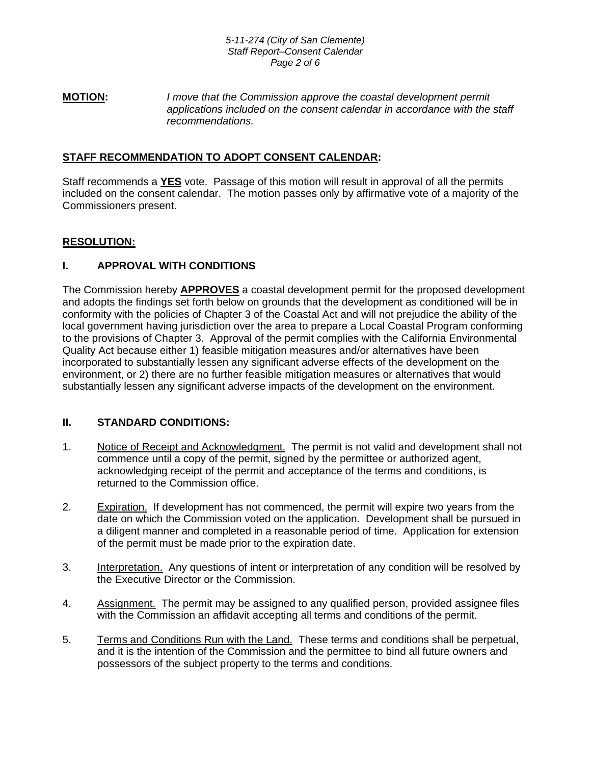**MOTION:** *I move that the Commission approve the coastal development permit applications included on the consent calendar in accordance with the staff recommendations.*

**STAFF RECOMMENDATION TO ADOPT CONSENT CALENDAR:**

Staff recommends a **YES** vote. Passage of this motion will result in approval of all the permits included on the consent calendar. The motion passes only by affirmative vote of a majority of the Commissioners present.

**RESOLUTION:**

## I. APPROVAL WITH CONDITIONS

The Commission hereby **APPROVES** a coastal development permit for the proposed development and adopts the findings set forth below on grounds that the development as conditioned will be in conformity with the policies of Chapter 3 of the Coastal Act and will not prejudice the ability of the local government having jurisdiction over the area to prepare a Local Coastal Program conforming to the provisions of Chapter 3. Approval of the permit complies with the California Environmental Quality Act because either 1) feasible mitigation measures and/or alternatives have been incorporated to substantially lessen any significant adverse effects of the development on the environment, or 2) there are no further feasible mitigation measures or alternatives that would substantially lessen any significant adverse impacts of the development on the environment.

## II. STANDARD CONDITIONS:

1. Notice of Receipt and Acknowledgment. The permit is not valid and development shall not commence until a copy of the permit, signed by the permittee or authorized agent, acknowledging receipt of the permit and acceptance of the terms and conditions, is returned to the Commission office.

2. Expiration. If development has not commenced, the permit will expire two years from the date on which the Commission voted on the application. Development shall be pursued in a diligent manner and completed in a reasonable period of time. Application for extension of the permit must be made prior to the expiration date.

3. Interpretation. Any questions of intent or interpretation of any condition will be resolved by the Executive Director or the Commission.

4. Assignment. The permit may be assigned to any qualified person, provided assignee files with the Commission an affidavit accepting all terms and conditions of the permit.

5. Terms and Conditions Run with the Land. These terms and conditions shall be perpetual, and it is the intention of the Commission and the permittee to bind all future owners and possessors of the subject property to the terms and conditions.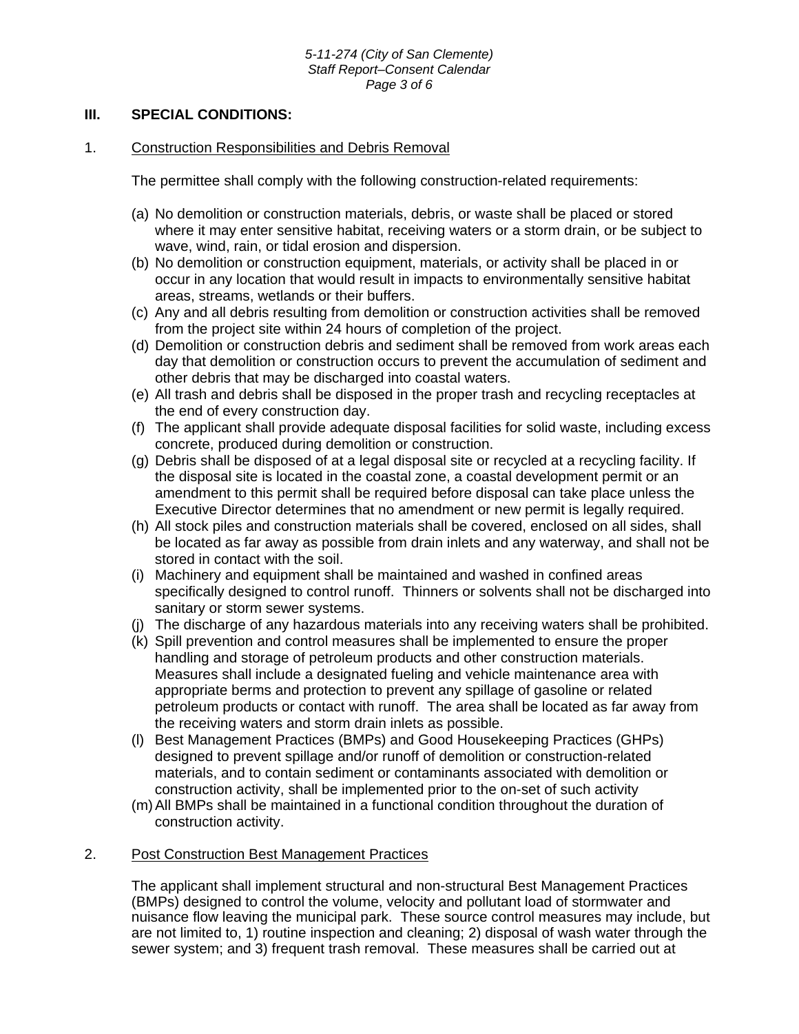## III. SPECIAL CONDITIONS:

### 1. Construction Responsibilities and Debris Removal

The permittee shall comply with the following construction-related requirements:

(a) No demolition or construction materials, debris, or waste shall be placed or stored where it may enter sensitive habitat, receiving waters or a storm drain, or be subject to wave, wind, rain, or tidal erosion and dispersion.
(b) No demolition or construction equipment, materials, or activity shall be placed in or occur in any location that would result in impacts to environmentally sensitive habitat areas, streams, wetlands or their buffers.
(c) Any and all debris resulting from demolition or construction activities shall be removed from the project site within 24 hours of completion of the project.
(d) Demolition or construction debris and sediment shall be removed from work areas each day that demolition or construction occurs to prevent the accumulation of sediment and other debris that may be discharged into coastal waters.
(e) All trash and debris shall be disposed in the proper trash and recycling receptacles at the end of every construction day.
(f) The applicant shall provide adequate disposal facilities for solid waste, including excess concrete, produced during demolition or construction.
(g) Debris shall be disposed of at a legal disposal site or recycled at a recycling facility. If the disposal site is located in the coastal zone, a coastal development permit or an amendment to this permit shall be required before disposal can take place unless the Executive Director determines that no amendment or new permit is legally required.
(h) All stock piles and construction materials shall be covered, enclosed on all sides, shall be located as far away as possible from drain inlets and any waterway, and shall not be stored in contact with the soil.
(i) Machinery and equipment shall be maintained and washed in confined areas specifically designed to control runoff. Thinners or solvents shall not be discharged into sanitary or storm sewer systems.
(j) The discharge of any hazardous materials into any receiving waters shall be prohibited.
(k) Spill prevention and control measures shall be implemented to ensure the proper handling and storage of petroleum products and other construction materials. Measures shall include a designated fueling and vehicle maintenance area with appropriate berms and protection to prevent any spillage of gasoline or related petroleum products or contact with runoff. The area shall be located as far away from the receiving waters and storm drain inlets as possible.
(l) Best Management Practices (BMPs) and Good Housekeeping Practices (GHPs) designed to prevent spillage and/or runoff of demolition or construction-related materials, and to contain sediment or contaminants associated with demolition or construction activity, shall be implemented prior to the on-set of such activity
(m) All BMPs shall be maintained in a functional condition throughout the duration of construction activity.

### 2. Post Construction Best Management Practices

The applicant shall implement structural and non-structural Best Management Practices (BMPs) designed to control the volume, velocity and pollutant load of stormwater and nuisance flow leaving the municipal park. These source control measures may include, but are not limited to, 1) routine inspection and cleaning; 2) disposal of wash water through the sewer system; and 3) frequent trash removal. These measures shall be carried out at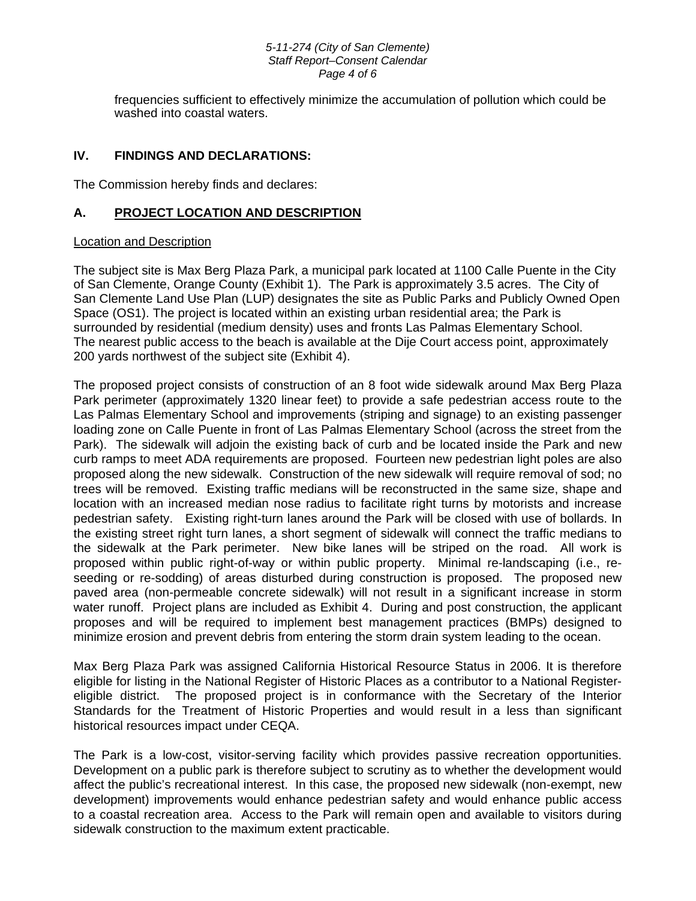frequencies sufficient to effectively minimize the accumulation of pollution which could be washed into coastal waters.

## IV. FINDINGS AND DECLARATIONS:

The Commission hereby finds and declares:

### A. PROJECT LOCATION AND DESCRIPTION

Location and Description

The subject site is Max Berg Plaza Park, a municipal park located at 1100 Calle Puente in the City of San Clemente, Orange County (Exhibit 1). The Park is approximately 3.5 acres. The City of San Clemente Land Use Plan (LUP) designates the site as Public Parks and Publicly Owned Open Space (OS1). The project is located within an existing urban residential area; the Park is surrounded by residential (medium density) uses and fronts Las Palmas Elementary School. The nearest public access to the beach is available at the Dije Court access point, approximately 200 yards northwest of the subject site (Exhibit 4).

The proposed project consists of construction of an 8 foot wide sidewalk around Max Berg Plaza Park perimeter (approximately 1320 linear feet) to provide a safe pedestrian access route to the Las Palmas Elementary School and improvements (striping and signage) to an existing passenger loading zone on Calle Puente in front of Las Palmas Elementary School (across the street from the Park). The sidewalk will adjoin the existing back of curb and be located inside the Park and new curb ramps to meet ADA requirements are proposed. Fourteen new pedestrian light poles are also proposed along the new sidewalk. Construction of the new sidewalk will require removal of sod; no trees will be removed. Existing traffic medians will be reconstructed in the same size, shape and location with an increased median nose radius to facilitate right turns by motorists and increase pedestrian safety. Existing right-turn lanes around the Park will be closed with use of bollards. In the existing street right turn lanes, a short segment of sidewalk will connect the traffic medians to the sidewalk at the Park perimeter. New bike lanes will be striped on the road. All work is proposed within public right-of-way or within public property. Minimal re-landscaping (i.e., re-seeding or re-sodding) of areas disturbed during construction is proposed. The proposed new paved area (non-permeable concrete sidewalk) will not result in a significant increase in storm water runoff. Project plans are included as Exhibit 4. During and post construction, the applicant proposes and will be required to implement best management practices (BMPs) designed to minimize erosion and prevent debris from entering the storm drain system leading to the ocean.

Max Berg Plaza Park was assigned California Historical Resource Status in 2006. It is therefore eligible for listing in the National Register of Historic Places as a contributor to a National Register-eligible district. The proposed project is in conformance with the Secretary of the Interior Standards for the Treatment of Historic Properties and would result in a less than significant historical resources impact under CEQA.

The Park is a low-cost, visitor-serving facility which provides passive recreation opportunities. Development on a public park is therefore subject to scrutiny as to whether the development would affect the public's recreational interest. In this case, the proposed new sidewalk (non-exempt, new development) improvements would enhance pedestrian safety and would enhance public access to a coastal recreation area. Access to the Park will remain open and available to visitors during sidewalk construction to the maximum extent practicable.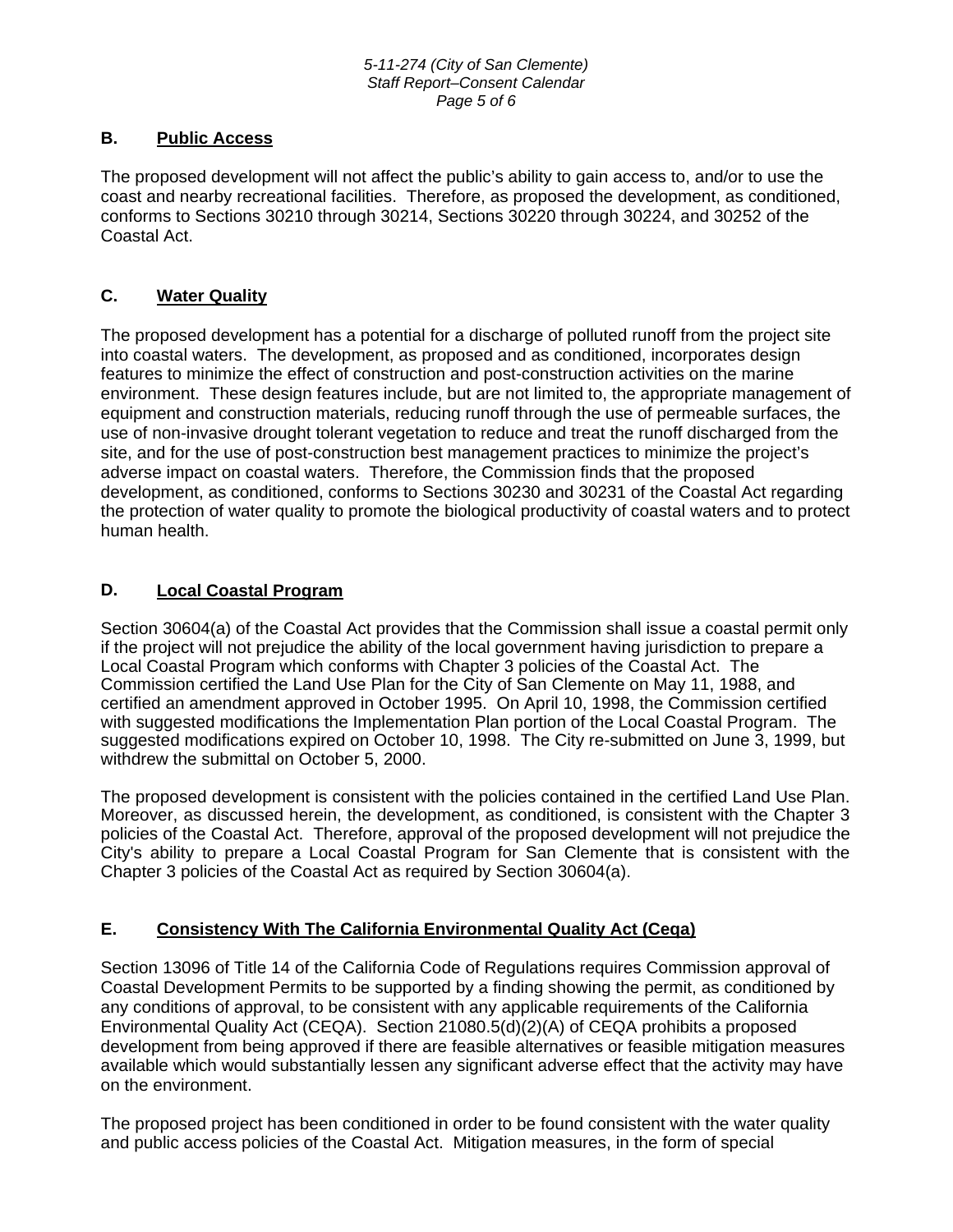## B. Public Access

The proposed development will not affect the public's ability to gain access to, and/or to use the coast and nearby recreational facilities. Therefore, as proposed the development, as conditioned, conforms to Sections 30210 through 30214, Sections 30220 through 30224, and 30252 of the Coastal Act.

## C. Water Quality

The proposed development has a potential for a discharge of polluted runoff from the project site into coastal waters. The development, as proposed and as conditioned, incorporates design features to minimize the effect of construction and post-construction activities on the marine environment. These design features include, but are not limited to, the appropriate management of equipment and construction materials, reducing runoff through the use of permeable surfaces, the use of non-invasive drought tolerant vegetation to reduce and treat the runoff discharged from the site, and for the use of post-construction best management practices to minimize the project's adverse impact on coastal waters. Therefore, the Commission finds that the proposed development, as conditioned, conforms to Sections 30230 and 30231 of the Coastal Act regarding the protection of water quality to promote the biological productivity of coastal waters and to protect human health.

## D. Local Coastal Program

Section 30604(a) of the Coastal Act provides that the Commission shall issue a coastal permit only if the project will not prejudice the ability of the local government having jurisdiction to prepare a Local Coastal Program which conforms with Chapter 3 policies of the Coastal Act. The Commission certified the Land Use Plan for the City of San Clemente on May 11, 1988, and certified an amendment approved in October 1995. On April 10, 1998, the Commission certified with suggested modifications the Implementation Plan portion of the Local Coastal Program. The suggested modifications expired on October 10, 1998. The City re-submitted on June 3, 1999, but withdrew the submittal on October 5, 2000.

The proposed development is consistent with the policies contained in the certified Land Use Plan. Moreover, as discussed herein, the development, as conditioned, is consistent with the Chapter 3 policies of the Coastal Act. Therefore, approval of the proposed development will not prejudice the City's ability to prepare a Local Coastal Program for San Clemente that is consistent with the Chapter 3 policies of the Coastal Act as required by Section 30604(a).

## E. Consistency With The California Environmental Quality Act (Ceqa)

Section 13096 of Title 14 of the California Code of Regulations requires Commission approval of Coastal Development Permits to be supported by a finding showing the permit, as conditioned by any conditions of approval, to be consistent with any applicable requirements of the California Environmental Quality Act (CEQA). Section 21080.5(d)(2)(A) of CEQA prohibits a proposed development from being approved if there are feasible alternatives or feasible mitigation measures available which would substantially lessen any significant adverse effect that the activity may have on the environment.

The proposed project has been conditioned in order to be found consistent with the water quality and public access policies of the Coastal Act. Mitigation measures, in the form of special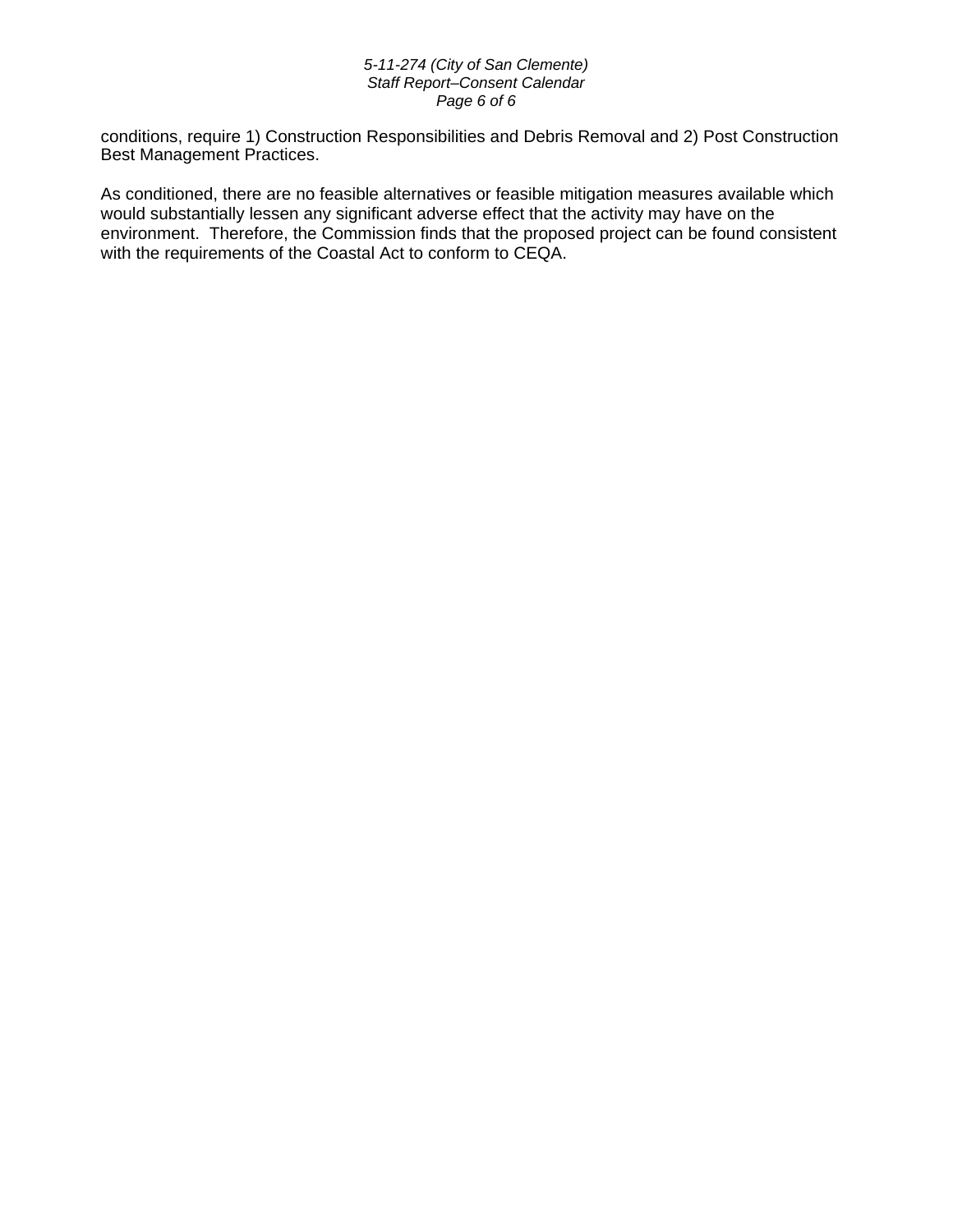conditions, require 1) Construction Responsibilities and Debris Removal and 2) Post Construction Best Management Practices.

As conditioned, there are no feasible alternatives or feasible mitigation measures available which would substantially lessen any significant adverse effect that the activity may have on the environment. Therefore, the Commission finds that the proposed project can be found consistent with the requirements of the Coastal Act to conform to CEQA.